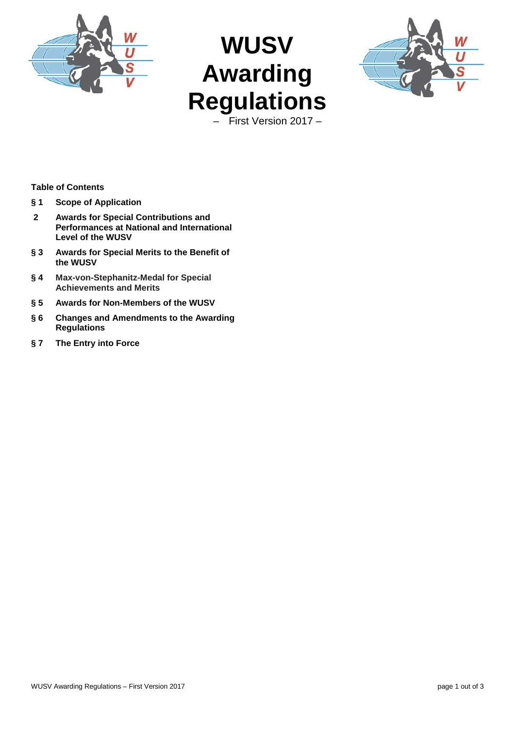# WUSV Awarding Regulations

– First Version 2017 –

**Table of Contents**

**§ 1 Scope of Application**

**2 Awards for Special Contributions and Performances at National and International Level of the WUSV**

**§ 3 Awards for Special Merits to the Benefit of the WUSV**

**§ 4 Max-von-Stephanitz-Medal for Special Achievements and Merits**

**§ 5 Awards for Non-Members of the WUSV**

**§ 6 Changes and Amendments to the Awarding Regulations**

**§ 7 The Entry into Force**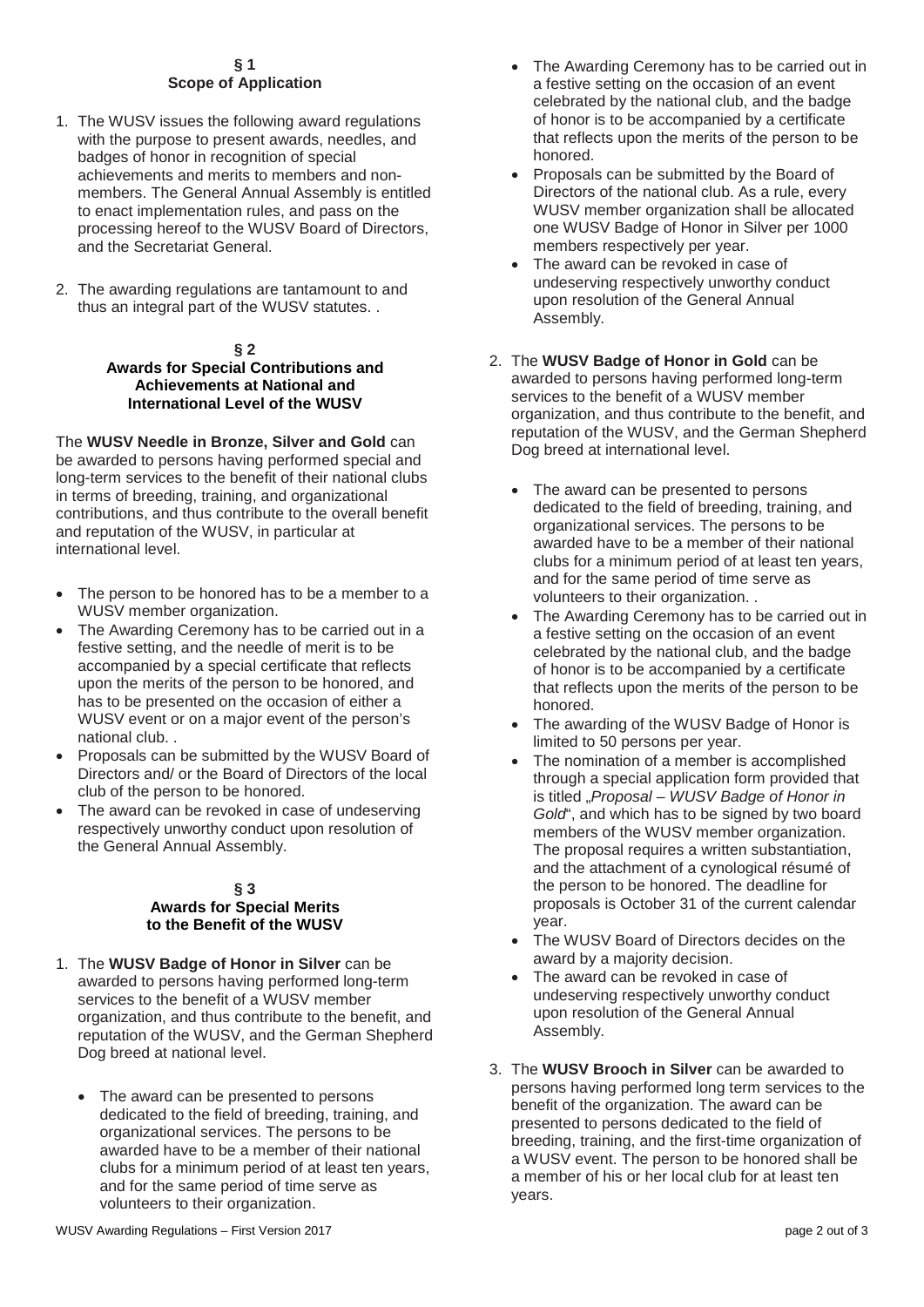## § 1
## Scope of Application

1. The WUSV issues the following award regulations with the purpose to present awards, needles, and badges of honor in recognition of special achievements and merits to members and non-members. The General Annual Assembly is entitled to enact implementation rules, and pass on the processing hereof to the WUSV Board of Directors, and the Secretariat General.

2. The awarding regulations are tantamount to and thus an integral part of the WUSV statutes. .

## § 2
## Awards for Special Contributions and Achievements at National and International Level of the WUSV

The **WUSV Needle in Bronze, Silver and Gold** can be awarded to persons having performed special and long-term services to the benefit of their national clubs in terms of breeding, training, and organizational contributions, and thus contribute to the overall benefit and reputation of the WUSV, in particular at international level.

- The person to be honored has to be a member to a WUSV member organization.
- The Awarding Ceremony has to be carried out in a festive setting, and the needle of merit is to be accompanied by a special certificate that reflects upon the merits of the person to be honored, and has to be presented on the occasion of either a WUSV event or on a major event of the person's national club. .
- Proposals can be submitted by the WUSV Board of Directors and/ or the Board of Directors of the local club of the person to be honored.
- The award can be revoked in case of undeserving respectively unworthy conduct upon resolution of the General Annual Assembly.

## § 3
## Awards for Special Merits to the Benefit of the WUSV

1. The **WUSV Badge of Honor in Silver** can be awarded to persons having performed long-term services to the benefit of a WUSV member organization, and thus contribute to the benefit, and reputation of the WUSV, and the German Shepherd Dog breed at national level.

    - The award can be presented to persons dedicated to the field of breeding, training, and organizational services. The persons to be awarded have to be a member of their national clubs for a minimum period of at least ten years, and for the same period of time serve as volunteers to their organization.
    - The Awarding Ceremony has to be carried out in a festive setting on the occasion of an event celebrated by the national club, and the badge of honor is to be accompanied by a certificate that reflects upon the merits of the person to be honored.
    - Proposals can be submitted by the Board of Directors of the national club. As a rule, every WUSV member organization shall be allocated one WUSV Badge of Honor in Silver per 1000 members respectively per year.
    - The award can be revoked in case of undeserving respectively unworthy conduct upon resolution of the General Annual Assembly.

2. The **WUSV Badge of Honor in Gold** can be awarded to persons having performed long-term services to the benefit of a WUSV member organization, and thus contribute to the benefit, and reputation of the WUSV, and the German Shepherd Dog breed at international level.

    - The award can be presented to persons dedicated to the field of breeding, training, and organizational services. The persons to be awarded have to be a member of their national clubs for a minimum period of at least ten years, and for the same period of time serve as volunteers to their organization. .
    - The Awarding Ceremony has to be carried out in a festive setting on the occasion of an event celebrated by the national club, and the badge of honor is to be accompanied by a certificate that reflects upon the merits of the person to be honored.
    - The awarding of the WUSV Badge of Honor is limited to 50 persons per year.
    - The nomination of a member is accomplished through a special application form provided that is titled „*Proposal – WUSV Badge of Honor in Gold*", and which has to be signed by two board members of the WUSV member organization. The proposal requires a written substantiation, and the attachment of a cynological résumé of the person to be honored. The deadline for proposals is October 31 of the current calendar year.
    - The WUSV Board of Directors decides on the award by a majority decision.
    - The award can be revoked in case of undeserving respectively unworthy conduct upon resolution of the General Annual Assembly.

3. The **WUSV Brooch in Silver** can be awarded to persons having performed long term services to the benefit of the organization. The award can be presented to persons dedicated to the field of breeding, training, and the first-time organization of a WUSV event. The person to be honored shall be a member of his or her local club for at least ten years.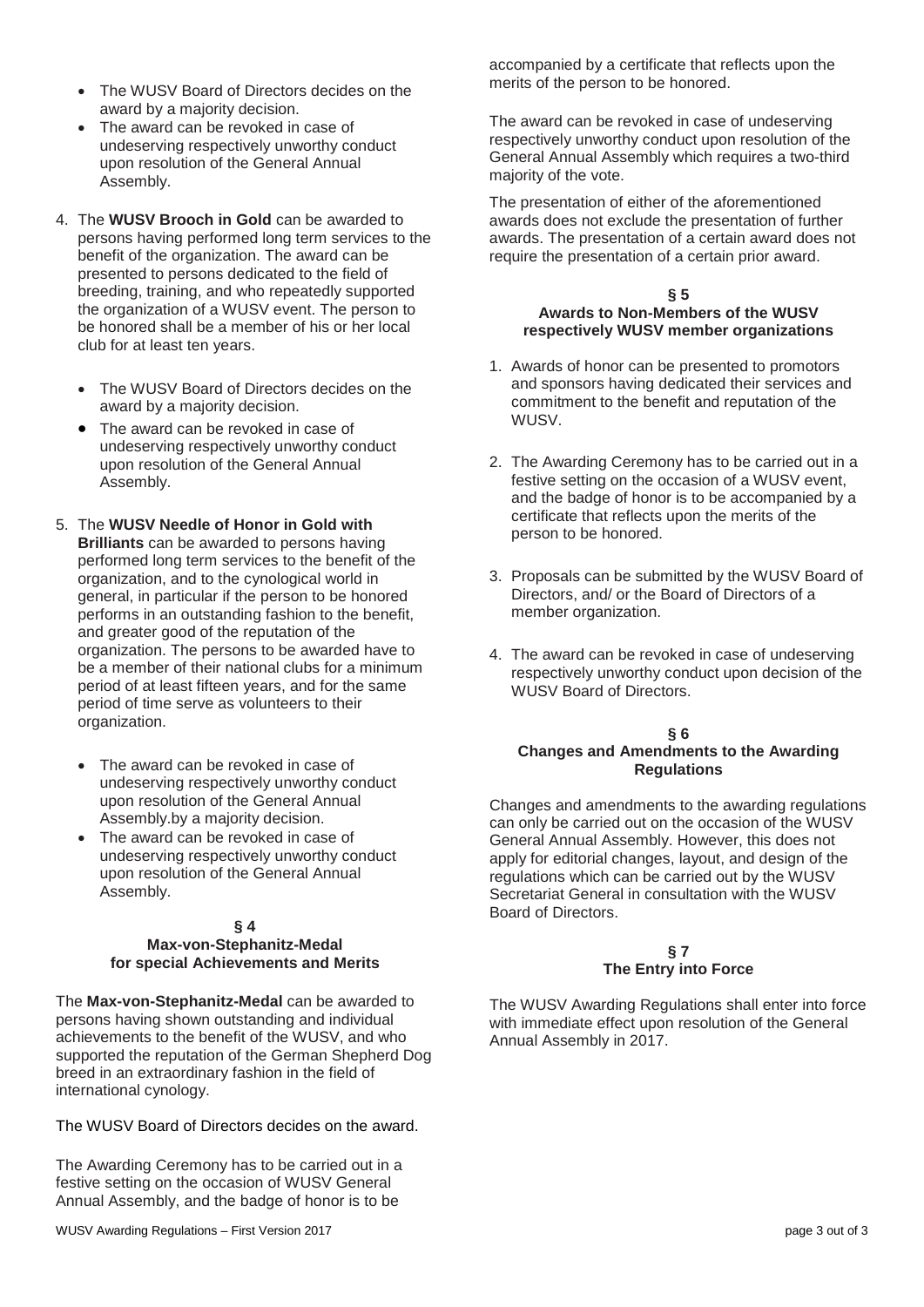- The WUSV Board of Directors decides on the award by a majority decision.
- The award can be revoked in case of undeserving respectively unworthy conduct upon resolution of the General Annual Assembly.

4. The **WUSV Brooch in Gold** can be awarded to persons having performed long term services to the benefit of the organization. The award can be presented to persons dedicated to the field of breeding, training, and who repeatedly supported the organization of a WUSV event. The person to be honored shall be a member of his or her local club for at least ten years.

   - The WUSV Board of Directors decides on the award by a majority decision.
   - The award can be revoked in case of undeserving respectively unworthy conduct upon resolution of the General Annual Assembly.

5. The **WUSV Needle of Honor in Gold with Brilliants** can be awarded to persons having performed long term services to the benefit of the organization, and to the cynological world in general, in particular if the person to be honored performs in an outstanding fashion to the benefit, and greater good of the reputation of the organization. The persons to be awarded have to be a member of their national clubs for a minimum period of at least fifteen years, and for the same period of time serve as volunteers to their organization.

   - The award can be revoked in case of undeserving respectively unworthy conduct upon resolution of the General Annual Assembly.by a majority decision.
   - The award can be revoked in case of undeserving respectively unworthy conduct upon resolution of the General Annual Assembly.

## § 4
## Max-von-Stephanitz-Medal for special Achievements and Merits

The **Max-von-Stephanitz-Medal** can be awarded to persons having shown outstanding and individual achievements to the benefit of the WUSV, and who supported the reputation of the German Shepherd Dog breed in an extraordinary fashion in the field of international cynology.

The WUSV Board of Directors decides on the award.

The Awarding Ceremony has to be carried out in a festive setting on the occasion of WUSV General Annual Assembly, and the badge of honor is to be accompanied by a certificate that reflects upon the merits of the person to be honored.

The award can be revoked in case of undeserving respectively unworthy conduct upon resolution of the General Annual Assembly which requires a two-third majority of the vote.

The presentation of either of the aforementioned awards does not exclude the presentation of further awards. The presentation of a certain award does not require the presentation of a certain prior award.

## § 5
## Awards to Non-Members of the WUSV respectively WUSV member organizations

1. Awards of honor can be presented to promotors and sponsors having dedicated their services and commitment to the benefit and reputation of the WUSV.

2. The Awarding Ceremony has to be carried out in a festive setting on the occasion of a WUSV event, and the badge of honor is to be accompanied by a certificate that reflects upon the merits of the person to be honored.

3. Proposals can be submitted by the WUSV Board of Directors, and/ or the Board of Directors of a member organization.

4. The award can be revoked in case of undeserving respectively unworthy conduct upon decision of the WUSV Board of Directors.

## § 6
## Changes and Amendments to the Awarding Regulations

Changes and amendments to the awarding regulations can only be carried out on the occasion of the WUSV General Annual Assembly. However, this does not apply for editorial changes, layout, and design of the regulations which can be carried out by the WUSV Secretariat General in consultation with the WUSV Board of Directors.

## § 7
## The Entry into Force

The WUSV Awarding Regulations shall enter into force with immediate effect upon resolution of the General Annual Assembly in 2017.